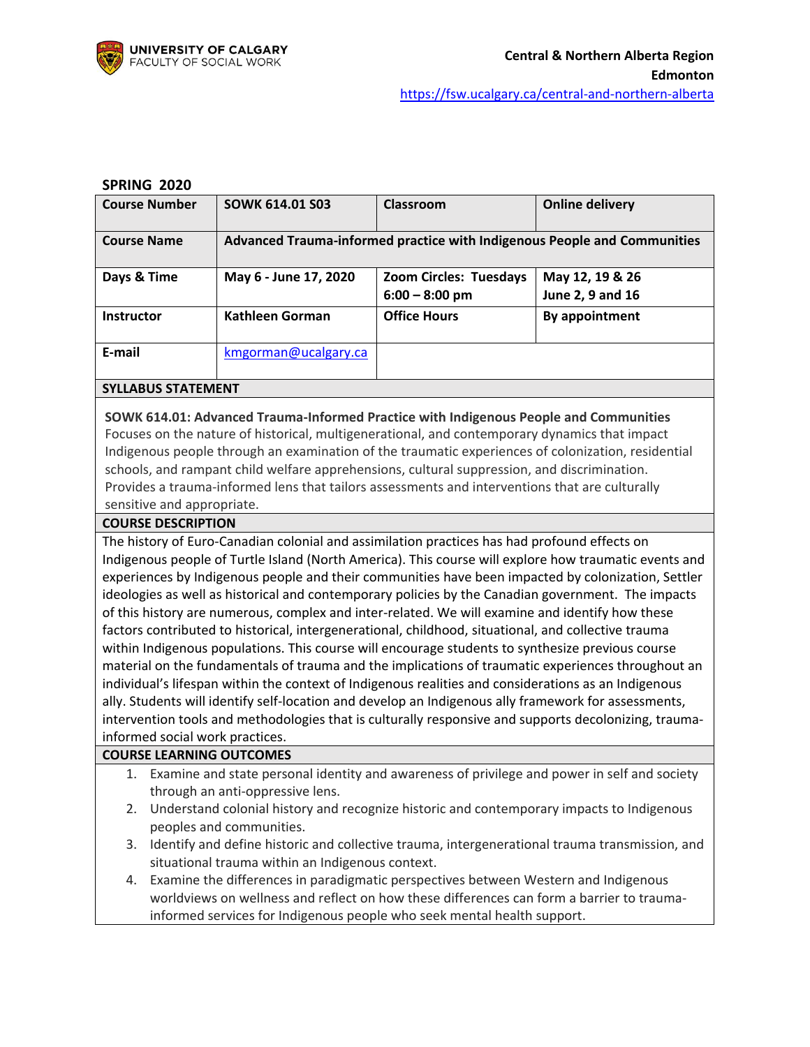UNIVERSITY OF CALGARY
FACULTY OF SOCIAL WORK

**Central & Northern Alberta Region**
**Edmonton**
https://fsw.ucalgary.ca/central-and-northern-alberta

## SPRING 2020

| **Course Number** | **SOWK 614.01 S03** | **Classroom** | **Online delivery** |
|---|---|---|---|
| **Course Name** | **Advanced Trauma-informed practice with Indigenous People and Communities** | | |
| **Days & Time** | **May 6 - June 17, 2020** | **Zoom Circles: Tuesdays 6:00 – 8:00 pm** | **May 12, 19 & 26 June 2, 9 and 16** |
| **Instructor** | **Kathleen Gorman** | **Office Hours** | **By appointment** |
| **E-mail** | kmgorman@ucalgary.ca | | |

### SYLLABUS STATEMENT

**SOWK 614.01: Advanced Trauma-Informed Practice with Indigenous People and Communities**
Focuses on the nature of historical, multigenerational, and contemporary dynamics that impact Indigenous people through an examination of the traumatic experiences of colonization, residential schools, and rampant child welfare apprehensions, cultural suppression, and discrimination. Provides a trauma-informed lens that tailors assessments and interventions that are culturally sensitive and appropriate.

### COURSE DESCRIPTION

The history of Euro-Canadian colonial and assimilation practices has had profound effects on Indigenous people of Turtle Island (North America). This course will explore how traumatic events and experiences by Indigenous people and their communities have been impacted by colonization, Settler ideologies as well as historical and contemporary policies by the Canadian government. The impacts of this history are numerous, complex and inter-related. We will examine and identify how these factors contributed to historical, intergenerational, childhood, situational, and collective trauma within Indigenous populations. This course will encourage students to synthesize previous course material on the fundamentals of trauma and the implications of traumatic experiences throughout an individual's lifespan within the context of Indigenous realities and considerations as an Indigenous ally. Students will identify self-location and develop an Indigenous ally framework for assessments, intervention tools and methodologies that is culturally responsive and supports decolonizing, trauma-informed social work practices.

### COURSE LEARNING OUTCOMES

1. Examine and state personal identity and awareness of privilege and power in self and society through an anti-oppressive lens.
2. Understand colonial history and recognize historic and contemporary impacts to Indigenous peoples and communities.
3. Identify and define historic and collective trauma, intergenerational trauma transmission, and situational trauma within an Indigenous context.
4. Examine the differences in paradigmatic perspectives between Western and Indigenous worldviews on wellness and reflect on how these differences can form a barrier to trauma-informed services for Indigenous people who seek mental health support.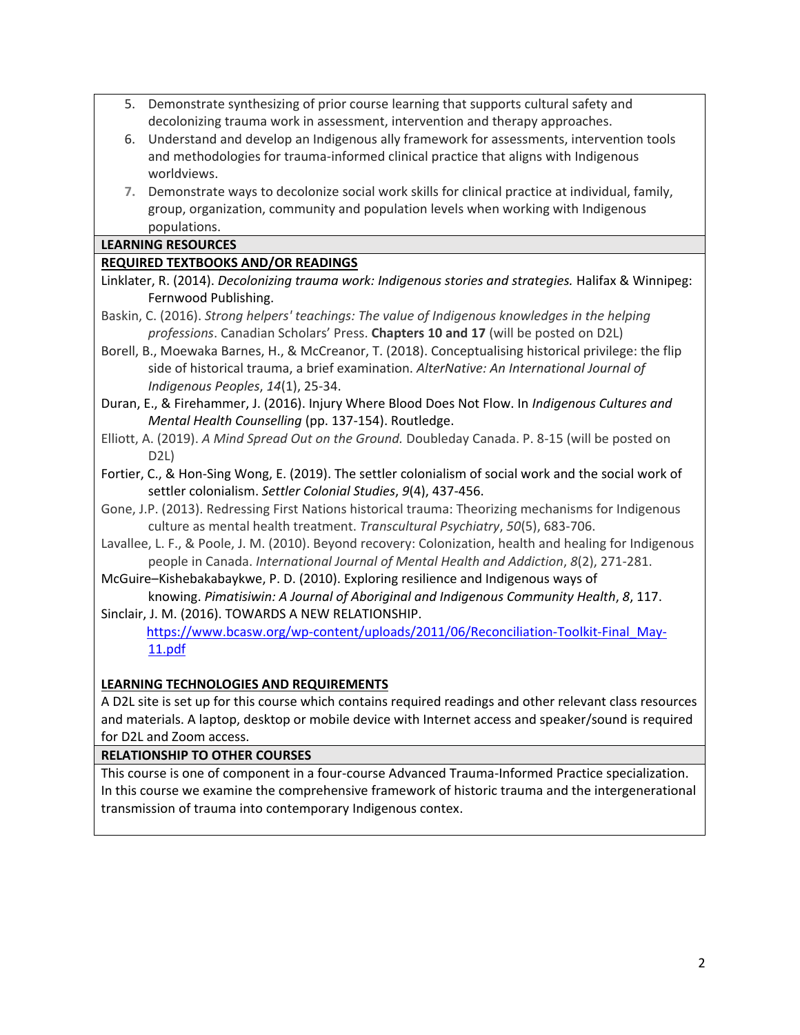5. Demonstrate synthesizing of prior course learning that supports cultural safety and decolonizing trauma work in assessment, intervention and therapy approaches.
6. Understand and develop an Indigenous ally framework for assessments, intervention tools and methodologies for trauma-informed clinical practice that aligns with Indigenous worldviews.
7. Demonstrate ways to decolonize social work skills for clinical practice at individual, family, group, organization, community and population levels when working with Indigenous populations.

## LEARNING RESOURCES

### REQUIRED TEXTBOOKS AND/OR READINGS

Linklater, R. (2014). *Decolonizing trauma work: Indigenous stories and strategies.* Halifax & Winnipeg: Fernwood Publishing.

Baskin, C. (2016). *Strong helpers' teachings: The value of Indigenous knowledges in the helping professions*. Canadian Scholars' Press. **Chapters 10 and 17** (will be posted on D2L)

Borell, B., Moewaka Barnes, H., & McCreanor, T. (2018). Conceptualising historical privilege: the flip side of historical trauma, a brief examination. *AlterNative: An International Journal of Indigenous Peoples*, *14*(1), 25-34.

Duran, E., & Firehammer, J. (2016). Injury Where Blood Does Not Flow. In *Indigenous Cultures and Mental Health Counselling* (pp. 137-154). Routledge.

Elliott, A. (2019). *A Mind Spread Out on the Ground.* Doubleday Canada. P. 8-15 (will be posted on D2L)

Fortier, C., & Hon-Sing Wong, E. (2019). The settler colonialism of social work and the social work of settler colonialism. *Settler Colonial Studies*, *9*(4), 437-456.

Gone, J.P. (2013). Redressing First Nations historical trauma: Theorizing mechanisms for Indigenous culture as mental health treatment. *Transcultural Psychiatry*, *50*(5), 683-706.

Lavallee, L. F., & Poole, J. M. (2010). Beyond recovery: Colonization, health and healing for Indigenous people in Canada. *International Journal of Mental Health and Addiction*, *8*(2), 271-281.

McGuire–Kishebakabaykwe, P. D. (2010). Exploring resilience and Indigenous ways of knowing. *Pimatisiwin: A Journal of Aboriginal and Indigenous Community Health*, *8*, 117.

Sinclair, J. M. (2016). TOWARDS A NEW RELATIONSHIP. https://www.bcasw.org/wp-content/uploads/2011/06/Reconciliation-Toolkit-Final_May-11.pdf

### LEARNING TECHNOLOGIES AND REQUIREMENTS

A D2L site is set up for this course which contains required readings and other relevant class resources and materials. A laptop, desktop or mobile device with Internet access and speaker/sound is required for D2L and Zoom access.

## RELATIONSHIP TO OTHER COURSES

This course is one of component in a four-course Advanced Trauma-Informed Practice specialization. In this course we examine the comprehensive framework of historic trauma and the intergenerational transmission of trauma into contemporary Indigenous contex.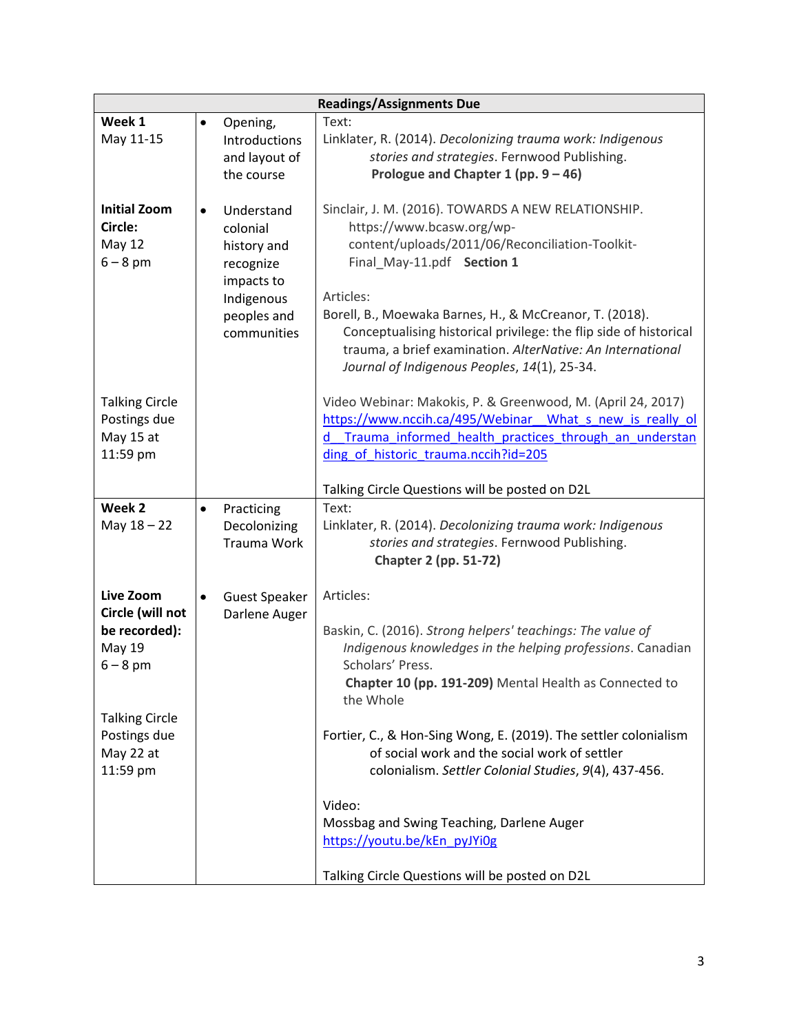| Readings/Assignments Due | | |
|---|---|---|
| **Week 1**<br>May 11-15<br><br>**Initial Zoom Circle:**<br>May 12<br>6 – 8 pm<br><br>Talking Circle Postings due May 15 at 11:59 pm | • Opening, Introductions and layout of the course<br><br>• Understand colonial history and recognize impacts to Indigenous peoples and communities | Text:<br>Linklater, R. (2014). *Decolonizing trauma work: Indigenous stories and strategies*. Fernwood Publishing. **Prologue and Chapter 1 (pp. 9 – 46)**<br><br>Sinclair, J. M. (2016). TOWARDS A NEW RELATIONSHIP. https://www.bcasw.org/wp-content/uploads/2011/06/Reconciliation-Toolkit-Final_May-11.pdf **Section 1**<br><br>Articles:<br>Borell, B., Moewaka Barnes, H., & McCreanor, T. (2018). Conceptualising historical privilege: the flip side of historical trauma, a brief examination. *AlterNative: An International Journal of Indigenous Peoples*, *14*(1), 25-34.<br><br>Video Webinar: Makokis, P. & Greenwood, M. (April 24, 2017) https://www.nccih.ca/495/Webinar__What_s_new_is_really_old__Trauma_informed_health_practices_through_an_understanding_of_historic_trauma.nccih?id=205<br><br>Talking Circle Questions will be posted on D2L |
| **Week 2**<br>May 18 – 22<br><br>**Live Zoom Circle (will not be recorded):**<br>May 19<br>6 – 8 pm<br><br>Talking Circle Postings due May 22 at 11:59 pm | • Practicing Decolonizing Trauma Work<br><br>• Guest Speaker Darlene Auger | Text:<br>Linklater, R. (2014). *Decolonizing trauma work: Indigenous stories and strategies*. Fernwood Publishing. **Chapter 2 (pp. 51-72)**<br><br>Articles:<br><br>Baskin, C. (2016). *Strong helpers' teachings: The value of Indigenous knowledges in the helping professions*. Canadian Scholars' Press. **Chapter 10 (pp. 191-209)** Mental Health as Connected to the Whole<br><br>Fortier, C., & Hon-Sing Wong, E. (2019). The settler colonialism of social work and the social work of settler colonialism. *Settler Colonial Studies*, *9*(4), 437-456.<br><br>Video:<br>Mossbag and Swing Teaching, Darlene Auger<br>https://youtu.be/kEn_pyJYi0g<br><br>Talking Circle Questions will be posted on D2L |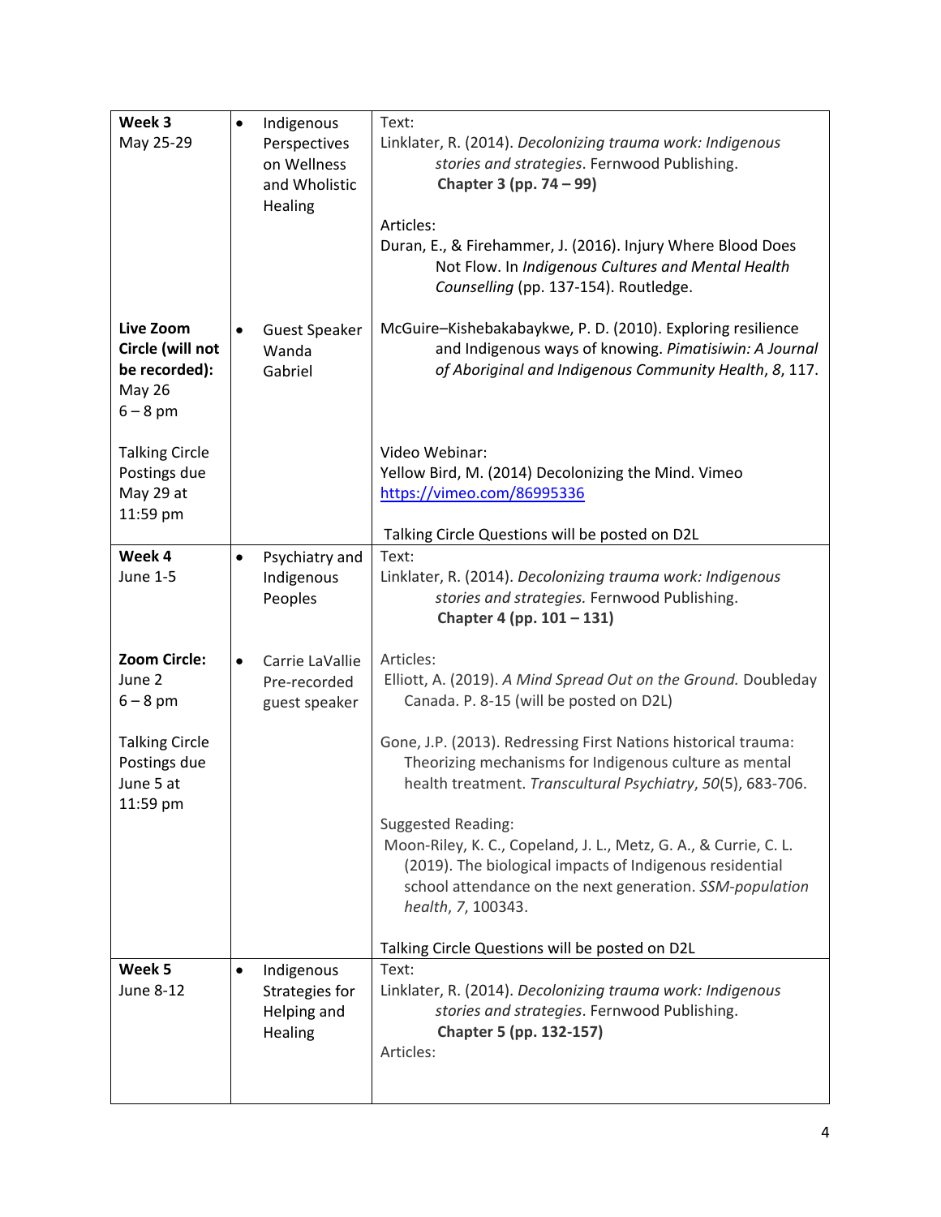| | | |
|---|---|---|
| **Week 3**<br>May 25-29 | • Indigenous Perspectives on Wellness and Wholistic Healing | Text:<br>Linklater, R. (2014). *Decolonizing trauma work: Indigenous stories and strategies*. Fernwood Publishing. **Chapter 3 (pp. 74 – 99)**<br><br>Articles:<br>Duran, E., & Firehammer, J. (2016). Injury Where Blood Does Not Flow. In *Indigenous Cultures and Mental Health Counselling* (pp. 137-154). Routledge. |
| **Live Zoom Circle (will not be recorded):**<br>May 26<br>6 – 8 pm<br><br>Talking Circle Postings due May 29 at 11:59 pm | • Guest Speaker Wanda Gabriel | McGuire–Kishebakabaykwe, P. D. (2010). Exploring resilience and Indigenous ways of knowing. *Pimatisiwin: A Journal of Aboriginal and Indigenous Community Health*, *8*, 117.<br><br>Video Webinar:<br>Yellow Bird, M. (2014) Decolonizing the Mind. Vimeo [https://vimeo.com/86995336](https://vimeo.com/86995336)<br><br>Talking Circle Questions will be posted on D2L |
| **Week 4**<br>June 1-5 | • Psychiatry and Indigenous Peoples | Text:<br>Linklater, R. (2014). *Decolonizing trauma work: Indigenous stories and strategies.* Fernwood Publishing. **Chapter 4 (pp. 101 – 131)** |
| **Zoom Circle:**<br>June 2<br>6 – 8 pm<br><br>Talking Circle Postings due June 5 at 11:59 pm | • Carrie LaVallie Pre-recorded guest speaker | Articles:<br>Elliott, A. (2019). *A Mind Spread Out on the Ground.* Doubleday Canada. P. 8-15 (will be posted on D2L)<br><br>Gone, J.P. (2013). Redressing First Nations historical trauma: Theorizing mechanisms for Indigenous culture as mental health treatment. *Transcultural Psychiatry*, *50*(5), 683-706.<br><br>Suggested Reading:<br>Moon-Riley, K. C., Copeland, J. L., Metz, G. A., & Currie, C. L. (2019). The biological impacts of Indigenous residential school attendance on the next generation. *SSM-population health*, *7*, 100343.<br><br>Talking Circle Questions will be posted on D2L |
| **Week 5**<br>June 8-12 | • Indigenous Strategies for Helping and Healing | Text:<br>Linklater, R. (2014). *Decolonizing trauma work: Indigenous stories and strategies*. Fernwood Publishing. **Chapter 5 (pp. 132-157)**<br>Articles: |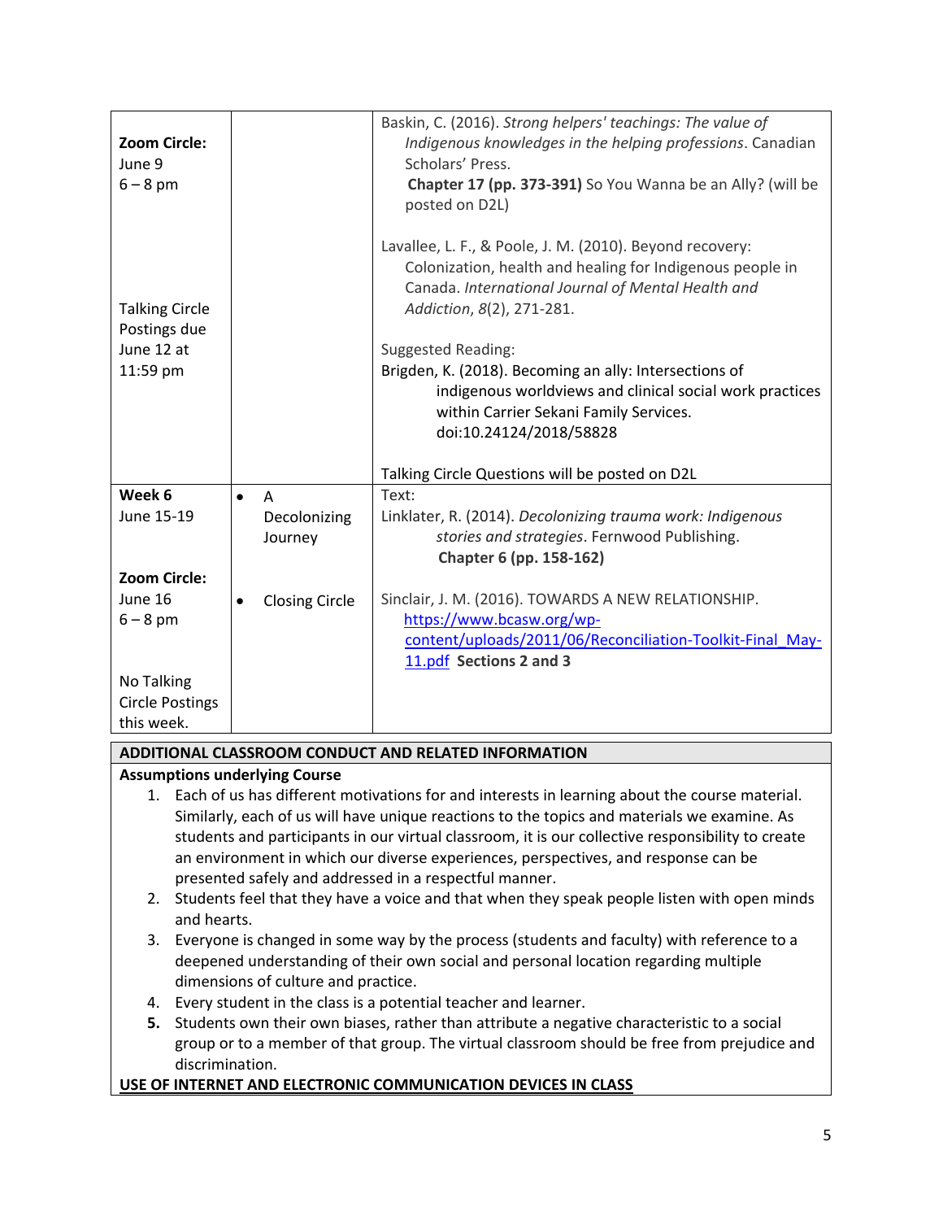| | | |
|---|---|---|
| **Zoom Circle:**<br>June 9<br>6 – 8 pm<br><br>Talking Circle Postings due June 12 at 11:59 pm | | Baskin, C. (2016). *Strong helpers' teachings: The value of Indigenous knowledges in the helping professions*. Canadian Scholars' Press.<br>**Chapter 17 (pp. 373-391)** So You Wanna be an Ally? (will be posted on D2L)<br><br>Lavallee, L. F., & Poole, J. M. (2010). Beyond recovery: Colonization, health and healing for Indigenous people in Canada. *International Journal of Mental Health and Addiction*, *8*(2), 271-281.<br><br>Suggested Reading:<br>Brigden, K. (2018). Becoming an ally: Intersections of indigenous worldviews and clinical social work practices within Carrier Sekani Family Services. doi:10.24124/2018/58828<br><br>Talking Circle Questions will be posted on D2L |
| **Week 6**<br>June 15-19<br><br>**Zoom Circle:**<br>June 16<br>6 – 8 pm<br><br>No Talking Circle Postings this week. | • A Decolonizing Journey<br><br>• Closing Circle | Text:<br>Linklater, R. (2014). *Decolonizing trauma work: Indigenous stories and strategies*. Fernwood Publishing.<br>**Chapter 6 (pp. 158-162)**<br><br>Sinclair, J. M. (2016). TOWARDS A NEW RELATIONSHIP. https://www.bcasw.org/wp-content/uploads/2011/06/Reconciliation-Toolkit-Final_May-11.pdf **Sections 2 and 3** |

## ADDITIONAL CLASSROOM CONDUCT AND RELATED INFORMATION

**Assumptions underlying Course**

1. Each of us has different motivations for and interests in learning about the course material. Similarly, each of us will have unique reactions to the topics and materials we examine. As students and participants in our virtual classroom, it is our collective responsibility to create an environment in which our diverse experiences, perspectives, and response can be presented safely and addressed in a respectful manner.
2. Students feel that they have a voice and that when they speak people listen with open minds and hearts.
3. Everyone is changed in some way by the process (students and faculty) with reference to a deepened understanding of their own social and personal location regarding multiple dimensions of culture and practice.
4. Every student in the class is a potential teacher and learner.
5. Students own their own biases, rather than attribute a negative characteristic to a social group or to a member of that group. The virtual classroom should be free from prejudice and discrimination.

**USE OF INTERNET AND ELECTRONIC COMMUNICATION DEVICES IN CLASS**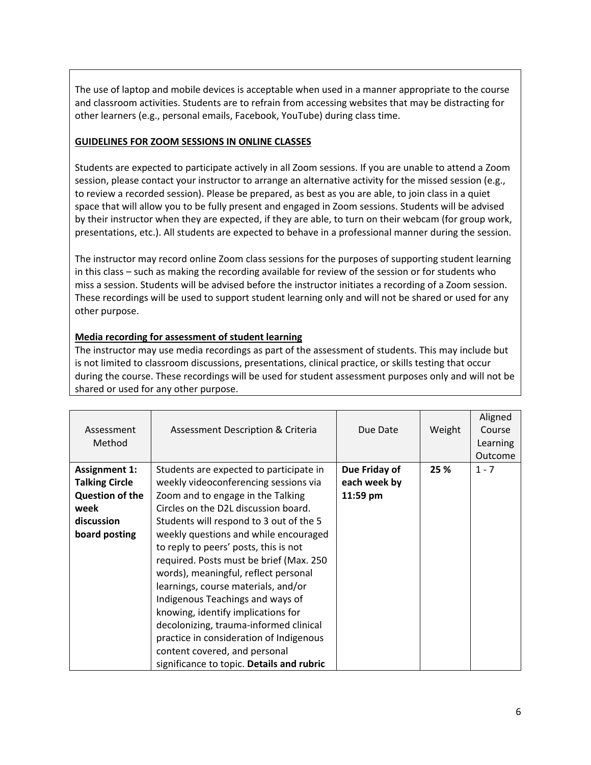The use of laptop and mobile devices is acceptable when used in a manner appropriate to the course and classroom activities. Students are to refrain from accessing websites that may be distracting for other learners (e.g., personal emails, Facebook, YouTube) during class time.

**GUIDELINES FOR ZOOM SESSIONS IN ONLINE CLASSES**

Students are expected to participate actively in all Zoom sessions. If you are unable to attend a Zoom session, please contact your instructor to arrange an alternative activity for the missed session (e.g., to review a recorded session). Please be prepared, as best as you are able, to join class in a quiet space that will allow you to be fully present and engaged in Zoom sessions. Students will be advised by their instructor when they are expected, if they are able, to turn on their webcam (for group work, presentations, etc.). All students are expected to behave in a professional manner during the session.

The instructor may record online Zoom class sessions for the purposes of supporting student learning in this class – such as making the recording available for review of the session or for students who miss a session. Students will be advised before the instructor initiates a recording of a Zoom session. These recordings will be used to support student learning only and will not be shared or used for any other purpose.

**Media recording for assessment of student learning**

The instructor may use media recordings as part of the assessment of students. This may include but is not limited to classroom discussions, presentations, clinical practice, or skills testing that occur during the course. These recordings will be used for student assessment purposes only and will not be shared or used for any other purpose.

| Assessment Method | Assessment Description & Criteria | Due Date | Weight | Aligned Course Learning Outcome |
|---|---|---|---|---|
| **Assignment 1: Talking Circle Question of the week discussion board posting** | Students are expected to participate in weekly videoconferencing sessions via Zoom and to engage in the Talking Circles on the D2L discussion board. Students will respond to 3 out of the 5 weekly questions and while encouraged to reply to peers' posts, this is not required. Posts must be brief (Max. 250 words), meaningful, reflect personal learnings, course materials, and/or Indigenous Teachings and ways of knowing, identify implications for decolonizing, trauma-informed clinical practice in consideration of Indigenous content covered, and personal significance to topic. **Details and rubric** | **Due Friday of each week by 11:59 pm** | **25 %** | 1 - 7 |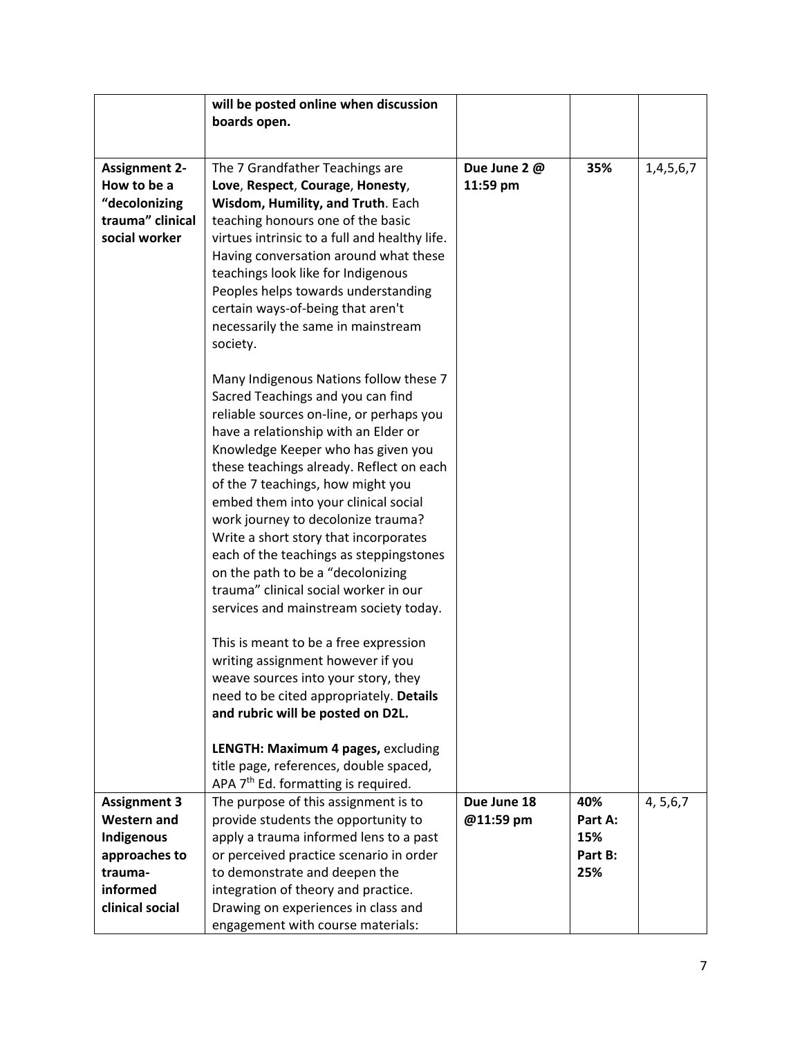| | | | | |
|---|---|---|---|---|
| | **will be posted online when discussion boards open.** | | | |
| **Assignment 2- How to be a "decolonizing trauma" clinical social worker** | The 7 Grandfather Teachings are **Love**, **Respect**, **Courage**, **Honesty**, **Wisdom, Humility, and Truth**. Each teaching honours one of the basic virtues intrinsic to a full and healthy life. Having conversation around what these teachings look like for Indigenous Peoples helps towards understanding certain ways-of-being that aren't necessarily the same in mainstream society.<br><br>Many Indigenous Nations follow these 7 Sacred Teachings and you can find reliable sources on-line, or perhaps you have a relationship with an Elder or Knowledge Keeper who has given you these teachings already. Reflect on each of the 7 teachings, how might you embed them into your clinical social work journey to decolonize trauma? Write a short story that incorporates each of the teachings as steppingstones on the path to be a "decolonizing trauma" clinical social worker in our services and mainstream society today.<br><br>This is meant to be a free expression writing assignment however if you weave sources into your story, they need to be cited appropriately. **Details and rubric will be posted on D2L.**<br><br>**LENGTH: Maximum 4 pages,** excluding title page, references, double spaced, APA 7th Ed. formatting is required. | **Due June 2 @ 11:59 pm** | **35%** | 1,4,5,6,7 |
| **Assignment 3 Western and Indigenous approaches to trauma-informed clinical social** | The purpose of this assignment is to provide students the opportunity to apply a trauma informed lens to a past or perceived practice scenario in order to demonstrate and deepen the integration of theory and practice. Drawing on experiences in class and engagement with course materials: | **Due June 18 @11:59 pm** | **40% Part A: 15% Part B: 25%** | 4, 5,6,7 |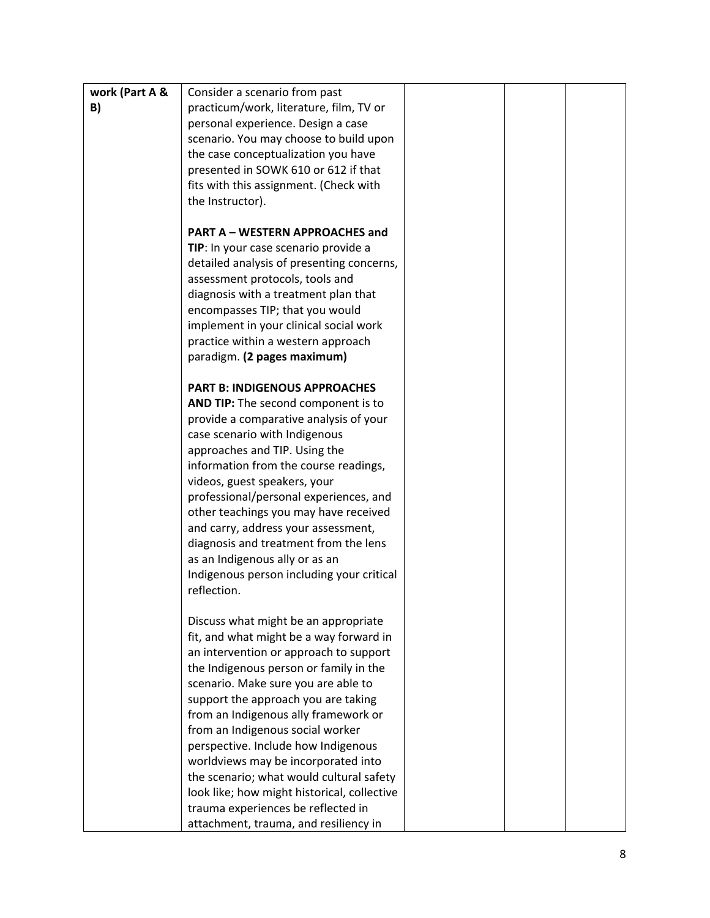| work (Part A & B) | Consider a scenario from past practicum/work, literature, film, TV or personal experience. Design a case scenario. You may choose to build upon the case conceptualization you have presented in SOWK 610 or 612 if that fits with this assignment. (Check with the Instructor).<br><br>**PART A – WESTERN APPROACHES and TIP**: In your case scenario provide a detailed analysis of presenting concerns, assessment protocols, tools and diagnosis with a treatment plan that encompasses TIP; that you would implement in your clinical social work practice within a western approach paradigm. **(2 pages maximum)**<br><br>**PART B: INDIGENOUS APPROACHES AND TIP:** The second component is to provide a comparative analysis of your case scenario with Indigenous approaches and TIP. Using the information from the course readings, videos, guest speakers, your professional/personal experiences, and other teachings you may have received and carry, address your assessment, diagnosis and treatment from the lens as an Indigenous ally or as an Indigenous person including your critical reflection.<br><br>Discuss what might be an appropriate fit, and what might be a way forward in an intervention or approach to support the Indigenous person or family in the scenario. Make sure you are able to support the approach you are taking from an Indigenous ally framework or from an Indigenous social worker perspective. Include how Indigenous worldviews may be incorporated into the scenario; what would cultural safety look like; how might historical, collective trauma experiences be reflected in attachment, trauma, and resiliency in | | | |
|---|---|---|---|---|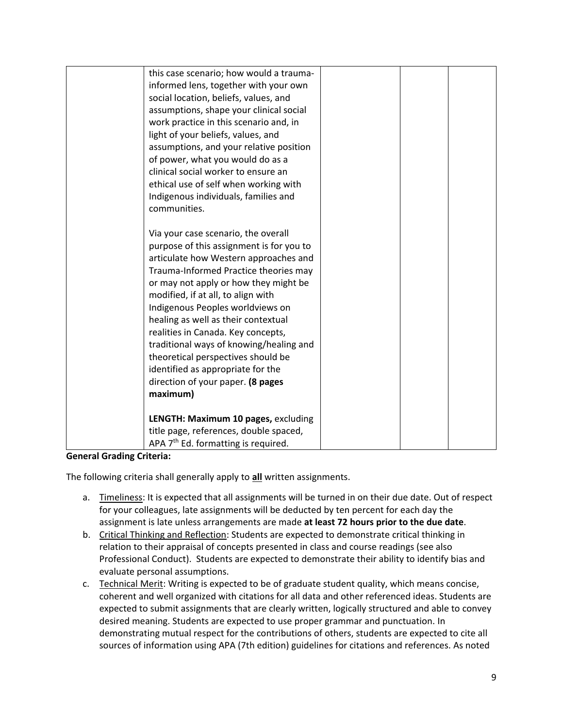| | | | | |
|---|---|---|---|---|
| | this case scenario; how would a trauma-informed lens, together with your own social location, beliefs, values, and assumptions, shape your clinical social work practice in this scenario and, in light of your beliefs, values, and assumptions, and your relative position of power, what you would do as a clinical social worker to ensure an ethical use of self when working with Indigenous individuals, families and communities.<br><br>Via your case scenario, the overall purpose of this assignment is for you to articulate how Western approaches and Trauma-Informed Practice theories may or may not apply or how they might be modified, if at all, to align with Indigenous Peoples worldviews on healing as well as their contextual realities in Canada. Key concepts, traditional ways of knowing/healing and theoretical perspectives should be identified as appropriate for the direction of your paper. **(8 pages maximum)**<br><br>**LENGTH: Maximum 10 pages,** excluding title page, references, double spaced, APA 7th Ed. formatting is required. | | | |

**General Grading Criteria:**

The following criteria shall generally apply to **all** written assignments.

a. Timeliness: It is expected that all assignments will be turned in on their due date. Out of respect for your colleagues, late assignments will be deducted by ten percent for each day the assignment is late unless arrangements are made **at least 72 hours prior to the due date**.
b. Critical Thinking and Reflection: Students are expected to demonstrate critical thinking in relation to their appraisal of concepts presented in class and course readings (see also Professional Conduct). Students are expected to demonstrate their ability to identify bias and evaluate personal assumptions.
c. Technical Merit: Writing is expected to be of graduate student quality, which means concise, coherent and well organized with citations for all data and other referenced ideas. Students are expected to submit assignments that are clearly written, logically structured and able to convey desired meaning. Students are expected to use proper grammar and punctuation. In demonstrating mutual respect for the contributions of others, students are expected to cite all sources of information using APA (7th edition) guidelines for citations and references. As noted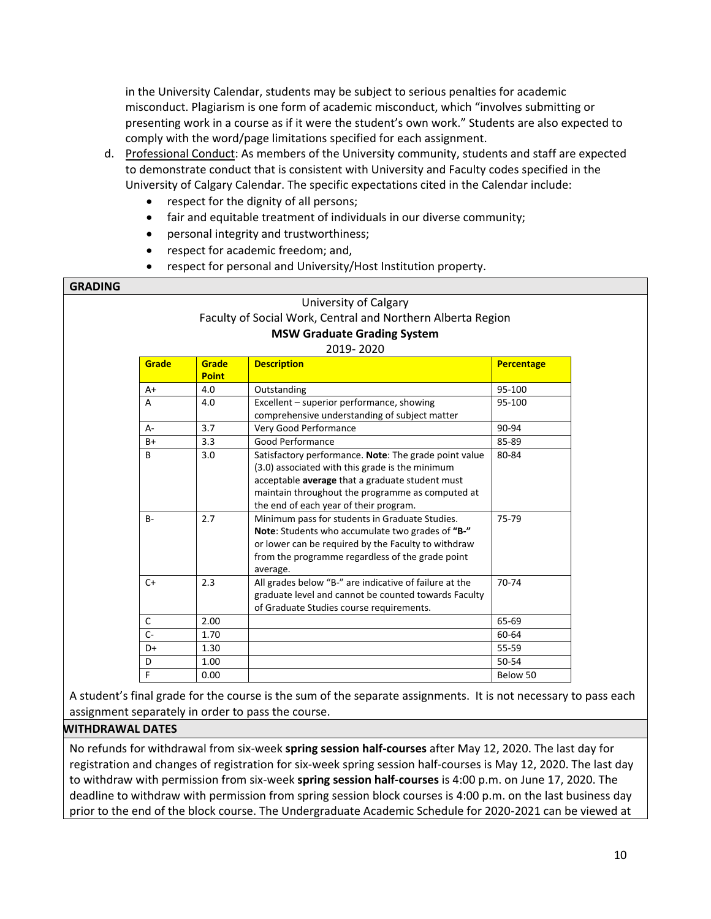in the University Calendar, students may be subject to serious penalties for academic misconduct. Plagiarism is one form of academic misconduct, which "involves submitting or presenting work in a course as if it were the student's own work." Students are also expected to comply with the word/page limitations specified for each assignment.

d. Professional Conduct: As members of the University community, students and staff are expected to demonstrate conduct that is consistent with University and Faculty codes specified in the University of Calgary Calendar. The specific expectations cited in the Calendar include:
   - respect for the dignity of all persons;
   - fair and equitable treatment of individuals in our diverse community;
   - personal integrity and trustworthiness;
   - respect for academic freedom; and,
   - respect for personal and University/Host Institution property.

## GRADING

University of Calgary
Faculty of Social Work, Central and Northern Alberta Region
**MSW Graduate Grading System**
2019- 2020

| Grade | Grade Point | Description | Percentage |
|---|---|---|---|
| A+ | 4.0 | Outstanding | 95-100 |
| A | 4.0 | Excellent – superior performance, showing comprehensive understanding of subject matter | 95-100 |
| A- | 3.7 | Very Good Performance | 90-94 |
| B+ | 3.3 | Good Performance | 85-89 |
| B | 3.0 | Satisfactory performance. **Note**: The grade point value (3.0) associated with this grade is the minimum acceptable **average** that a graduate student must maintain throughout the programme as computed at the end of each year of their program. | 80-84 |
| B- | 2.7 | Minimum pass for students in Graduate Studies. **Note**: Students who accumulate two grades of **"B-"** or lower can be required by the Faculty to withdraw from the programme regardless of the grade point average. | 75-79 |
| C+ | 2.3 | All grades below "B-" are indicative of failure at the graduate level and cannot be counted towards Faculty of Graduate Studies course requirements. | 70-74 |
| C | 2.00 | | 65-69 |
| C- | 1.70 | | 60-64 |
| D+ | 1.30 | | 55-59 |
| D | 1.00 | | 50-54 |
| F | 0.00 | | Below 50 |

A student's final grade for the course is the sum of the separate assignments. It is not necessary to pass each assignment separately in order to pass the course.

## WITHDRAWAL DATES

No refunds for withdrawal from six-week **spring session half-courses** after May 12, 2020. The last day for registration and changes of registration for six-week spring session half-courses is May 12, 2020. The last day to withdraw with permission from six-week **spring session half-courses** is 4:00 p.m. on June 17, 2020. The deadline to withdraw with permission from spring session block courses is 4:00 p.m. on the last business day prior to the end of the block course. The Undergraduate Academic Schedule for 2020-2021 can be viewed at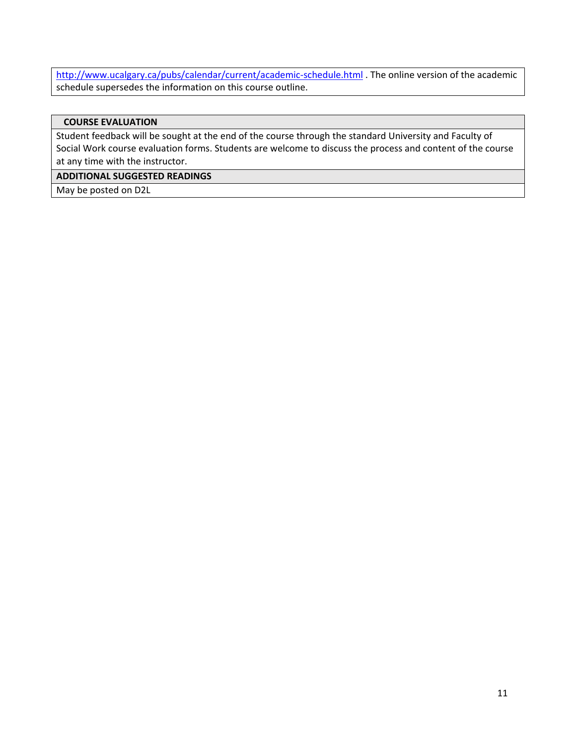http://www.ucalgary.ca/pubs/calendar/current/academic-schedule.html . The online version of the academic schedule supersedes the information on this course outline.

## COURSE EVALUATION

Student feedback will be sought at the end of the course through the standard University and Faculty of Social Work course evaluation forms. Students are welcome to discuss the process and content of the course at any time with the instructor.

## ADDITIONAL SUGGESTED READINGS

May be posted on D2L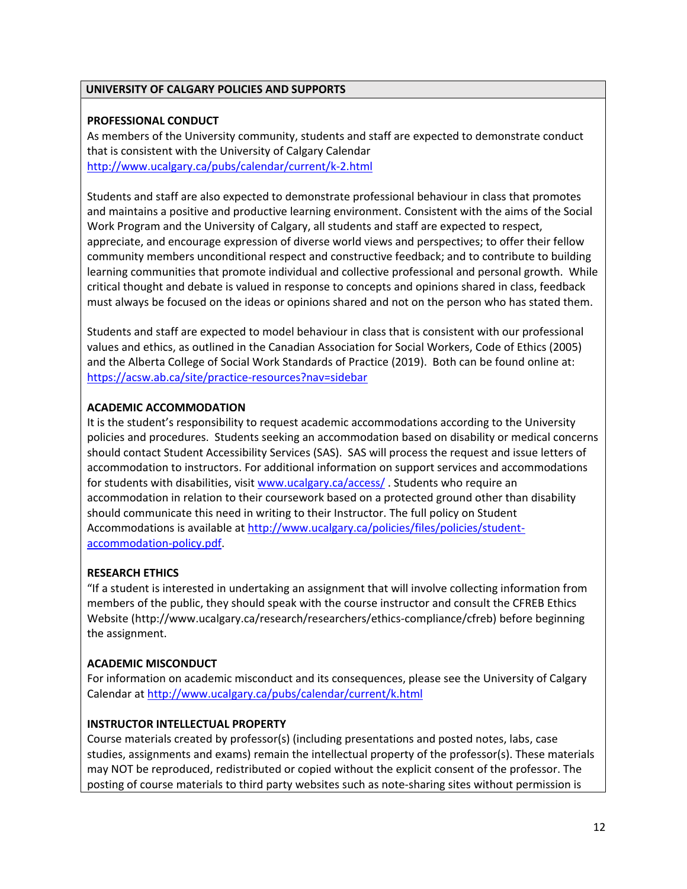## UNIVERSITY OF CALGARY POLICIES AND SUPPORTS

### PROFESSIONAL CONDUCT

As members of the University community, students and staff are expected to demonstrate conduct that is consistent with the University of Calgary Calendar http://www.ucalgary.ca/pubs/calendar/current/k-2.html

Students and staff are also expected to demonstrate professional behaviour in class that promotes and maintains a positive and productive learning environment. Consistent with the aims of the Social Work Program and the University of Calgary, all students and staff are expected to respect, appreciate, and encourage expression of diverse world views and perspectives; to offer their fellow community members unconditional respect and constructive feedback; and to contribute to building learning communities that promote individual and collective professional and personal growth. While critical thought and debate is valued in response to concepts and opinions shared in class, feedback must always be focused on the ideas or opinions shared and not on the person who has stated them.

Students and staff are expected to model behaviour in class that is consistent with our professional values and ethics, as outlined in the Canadian Association for Social Workers, Code of Ethics (2005) and the Alberta College of Social Work Standards of Practice (2019). Both can be found online at: https://acsw.ab.ca/site/practice-resources?nav=sidebar

### ACADEMIC ACCOMMODATION

It is the student's responsibility to request academic accommodations according to the University policies and procedures. Students seeking an accommodation based on disability or medical concerns should contact Student Accessibility Services (SAS). SAS will process the request and issue letters of accommodation to instructors. For additional information on support services and accommodations for students with disabilities, visit www.ucalgary.ca/access/ . Students who require an accommodation in relation to their coursework based on a protected ground other than disability should communicate this need in writing to their Instructor. The full policy on Student Accommodations is available at http://www.ucalgary.ca/policies/files/policies/student-accommodation-policy.pdf.

### RESEARCH ETHICS

"If a student is interested in undertaking an assignment that will involve collecting information from members of the public, they should speak with the course instructor and consult the CFREB Ethics Website (http://www.ucalgary.ca/research/researchers/ethics-compliance/cfreb) before beginning the assignment.

### ACADEMIC MISCONDUCT

For information on academic misconduct and its consequences, please see the University of Calgary Calendar at http://www.ucalgary.ca/pubs/calendar/current/k.html

### INSTRUCTOR INTELLECTUAL PROPERTY

Course materials created by professor(s) (including presentations and posted notes, labs, case studies, assignments and exams) remain the intellectual property of the professor(s). These materials may NOT be reproduced, redistributed or copied without the explicit consent of the professor. The posting of course materials to third party websites such as note-sharing sites without permission is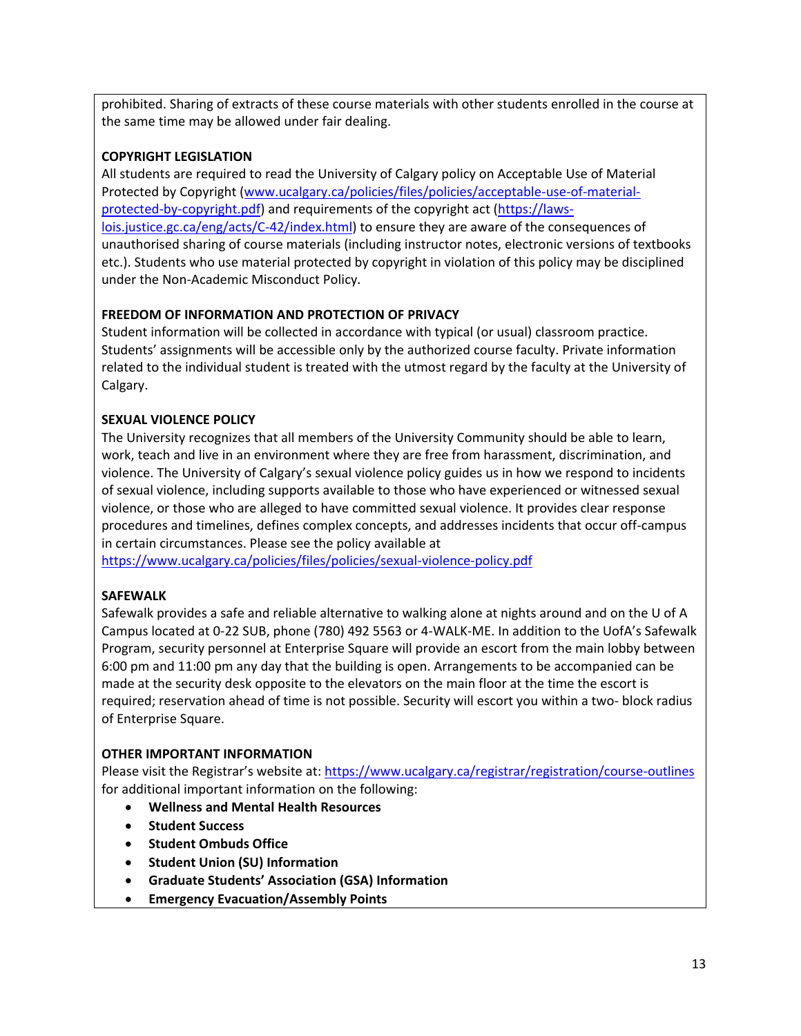prohibited. Sharing of extracts of these course materials with other students enrolled in the course at the same time may be allowed under fair dealing.

**COPYRIGHT LEGISLATION**

All students are required to read the University of Calgary policy on Acceptable Use of Material Protected by Copyright (www.ucalgary.ca/policies/files/policies/acceptable-use-of-material-protected-by-copyright.pdf) and requirements of the copyright act (https://laws-lois.justice.gc.ca/eng/acts/C-42/index.html) to ensure they are aware of the consequences of unauthorised sharing of course materials (including instructor notes, electronic versions of textbooks etc.). Students who use material protected by copyright in violation of this policy may be disciplined under the Non-Academic Misconduct Policy.

**FREEDOM OF INFORMATION AND PROTECTION OF PRIVACY**

Student information will be collected in accordance with typical (or usual) classroom practice. Students' assignments will be accessible only by the authorized course faculty. Private information related to the individual student is treated with the utmost regard by the faculty at the University of Calgary.

**SEXUAL VIOLENCE POLICY**

The University recognizes that all members of the University Community should be able to learn, work, teach and live in an environment where they are free from harassment, discrimination, and violence. The University of Calgary's sexual violence policy guides us in how we respond to incidents of sexual violence, including supports available to those who have experienced or witnessed sexual violence, or those who are alleged to have committed sexual violence. It provides clear response procedures and timelines, defines complex concepts, and addresses incidents that occur off-campus in certain circumstances. Please see the policy available at https://www.ucalgary.ca/policies/files/policies/sexual-violence-policy.pdf

**SAFEWALK**

Safewalk provides a safe and reliable alternative to walking alone at nights around and on the U of A Campus located at 0-22 SUB, phone (780) 492 5563 or 4-WALK-ME. In addition to the UofA's Safewalk Program, security personnel at Enterprise Square will provide an escort from the main lobby between 6:00 pm and 11:00 pm any day that the building is open. Arrangements to be accompanied can be made at the security desk opposite to the elevators on the main floor at the time the escort is required; reservation ahead of time is not possible. Security will escort you within a two- block radius of Enterprise Square.

**OTHER IMPORTANT INFORMATION**

Please visit the Registrar's website at: https://www.ucalgary.ca/registrar/registration/course-outlines for additional important information on the following:

- **Wellness and Mental Health Resources**
- **Student Success**
- **Student Ombuds Office**
- **Student Union (SU) Information**
- **Graduate Students' Association (GSA) Information**
- **Emergency Evacuation/Assembly Points**